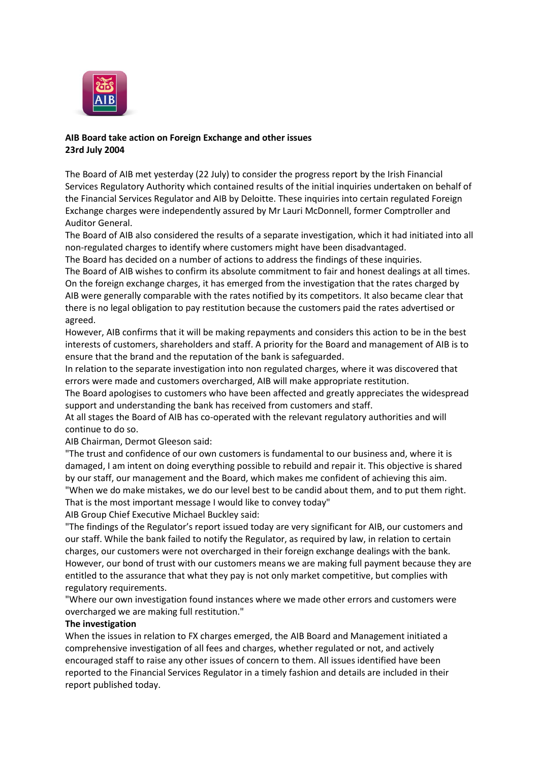**AIB Board take action on Foreign Exchange and other issues**
**23rd July 2004**

The Board of AIB met yesterday (22 July) to consider the progress report by the Irish Financial Services Regulatory Authority which contained results of the initial inquiries undertaken on behalf of the Financial Services Regulator and AIB by Deloitte. These inquiries into certain regulated Foreign Exchange charges were independently assured by Mr Lauri McDonnell, former Comptroller and Auditor General.

The Board of AIB also considered the results of a separate investigation, which it had initiated into all non-regulated charges to identify where customers might have been disadvantaged.

The Board has decided on a number of actions to address the findings of these inquiries.

The Board of AIB wishes to confirm its absolute commitment to fair and honest dealings at all times. On the foreign exchange charges, it has emerged from the investigation that the rates charged by AIB were generally comparable with the rates notified by its competitors. It also became clear that there is no legal obligation to pay restitution because the customers paid the rates advertised or agreed.

However, AIB confirms that it will be making repayments and considers this action to be in the best interests of customers, shareholders and staff. A priority for the Board and management of AIB is to ensure that the brand and the reputation of the bank is safeguarded.

In relation to the separate investigation into non regulated charges, where it was discovered that errors were made and customers overcharged, AIB will make appropriate restitution.

The Board apologises to customers who have been affected and greatly appreciates the widespread support and understanding the bank has received from customers and staff.

At all stages the Board of AIB has co-operated with the relevant regulatory authorities and will continue to do so.

AIB Chairman, Dermot Gleeson said:

"The trust and confidence of our own customers is fundamental to our business and, where it is damaged, I am intent on doing everything possible to rebuild and repair it. This objective is shared by our staff, our management and the Board, which makes me confident of achieving this aim.

"When we do make mistakes, we do our level best to be candid about them, and to put them right. That is the most important message I would like to convey today"

AIB Group Chief Executive Michael Buckley said:

"The findings of the Regulator's report issued today are very significant for AIB, our customers and our staff. While the bank failed to notify the Regulator, as required by law, in relation to certain charges, our customers were not overcharged in their foreign exchange dealings with the bank. However, our bond of trust with our customers means we are making full payment because they are entitled to the assurance that what they pay is not only market competitive, but complies with regulatory requirements.

"Where our own investigation found instances where we made other errors and customers were overcharged we are making full restitution."

**The investigation**

When the issues in relation to FX charges emerged, the AIB Board and Management initiated a comprehensive investigation of all fees and charges, whether regulated or not, and actively encouraged staff to raise any other issues of concern to them. All issues identified have been reported to the Financial Services Regulator in a timely fashion and details are included in their report published today.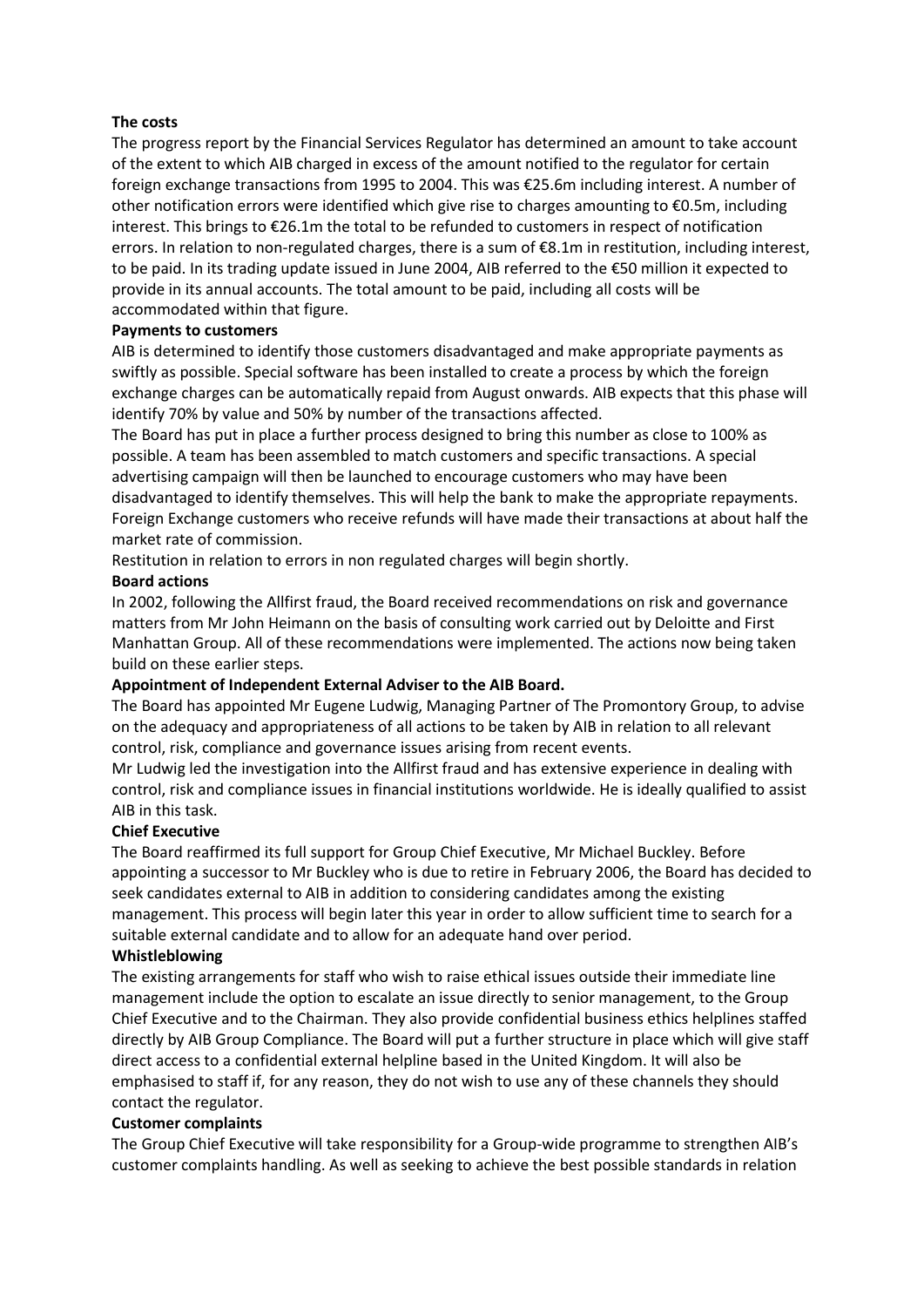**The costs**

The progress report by the Financial Services Regulator has determined an amount to take account of the extent to which AIB charged in excess of the amount notified to the regulator for certain foreign exchange transactions from 1995 to 2004. This was €25.6m including interest. A number of other notification errors were identified which give rise to charges amounting to €0.5m, including interest. This brings to €26.1m the total to be refunded to customers in respect of notification errors. In relation to non-regulated charges, there is a sum of €8.1m in restitution, including interest, to be paid. In its trading update issued in June 2004, AIB referred to the €50 million it expected to provide in its annual accounts. The total amount to be paid, including all costs will be accommodated within that figure.

**Payments to customers**

AIB is determined to identify those customers disadvantaged and make appropriate payments as swiftly as possible. Special software has been installed to create a process by which the foreign exchange charges can be automatically repaid from August onwards. AIB expects that this phase will identify 70% by value and 50% by number of the transactions affected.

The Board has put in place a further process designed to bring this number as close to 100% as possible. A team has been assembled to match customers and specific transactions. A special advertising campaign will then be launched to encourage customers who may have been disadvantaged to identify themselves. This will help the bank to make the appropriate repayments. Foreign Exchange customers who receive refunds will have made their transactions at about half the market rate of commission.

Restitution in relation to errors in non regulated charges will begin shortly.

**Board actions**

In 2002, following the Allfirst fraud, the Board received recommendations on risk and governance matters from Mr John Heimann on the basis of consulting work carried out by Deloitte and First Manhattan Group. All of these recommendations were implemented. The actions now being taken build on these earlier steps.

**Appointment of Independent External Adviser to the AIB Board.**

The Board has appointed Mr Eugene Ludwig, Managing Partner of The Promontory Group, to advise on the adequacy and appropriateness of all actions to be taken by AIB in relation to all relevant control, risk, compliance and governance issues arising from recent events.

Mr Ludwig led the investigation into the Allfirst fraud and has extensive experience in dealing with control, risk and compliance issues in financial institutions worldwide. He is ideally qualified to assist AIB in this task.

**Chief Executive**

The Board reaffirmed its full support for Group Chief Executive, Mr Michael Buckley. Before appointing a successor to Mr Buckley who is due to retire in February 2006, the Board has decided to seek candidates external to AIB in addition to considering candidates among the existing management. This process will begin later this year in order to allow sufficient time to search for a suitable external candidate and to allow for an adequate hand over period.

**Whistleblowing**

The existing arrangements for staff who wish to raise ethical issues outside their immediate line management include the option to escalate an issue directly to senior management, to the Group Chief Executive and to the Chairman. They also provide confidential business ethics helplines staffed directly by AIB Group Compliance. The Board will put a further structure in place which will give staff direct access to a confidential external helpline based in the United Kingdom. It will also be emphasised to staff if, for any reason, they do not wish to use any of these channels they should contact the regulator.

**Customer complaints**

The Group Chief Executive will take responsibility for a Group-wide programme to strengthen AIB's customer complaints handling. As well as seeking to achieve the best possible standards in relation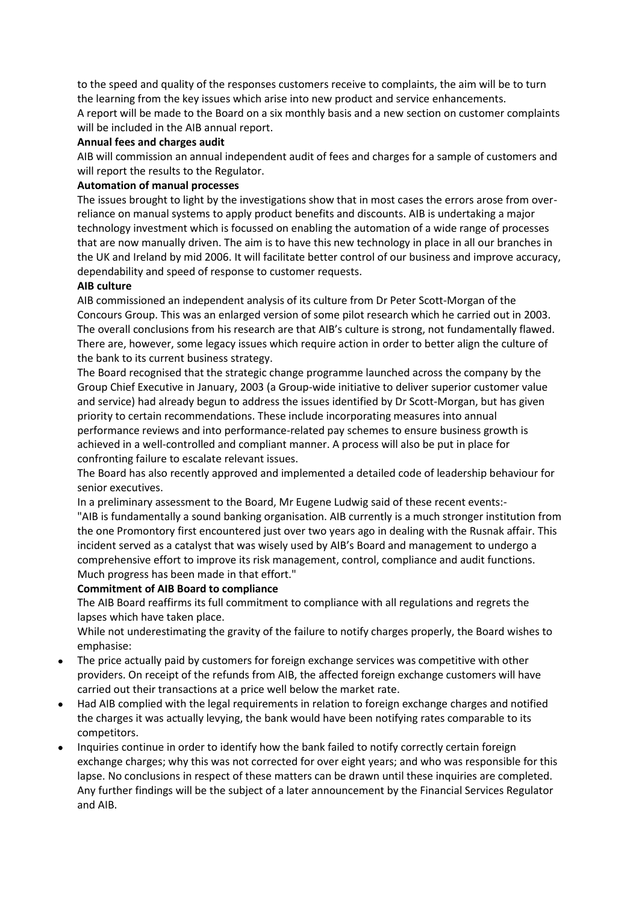to the speed and quality of the responses customers receive to complaints, the aim will be to turn the learning from the key issues which arise into new product and service enhancements.

A report will be made to the Board on a six monthly basis and a new section on customer complaints will be included in the AIB annual report.

**Annual fees and charges audit**

AIB will commission an annual independent audit of fees and charges for a sample of customers and will report the results to the Regulator.

**Automation of manual processes**

The issues brought to light by the investigations show that in most cases the errors arose from over-reliance on manual systems to apply product benefits and discounts. AIB is undertaking a major technology investment which is focussed on enabling the automation of a wide range of processes that are now manually driven. The aim is to have this new technology in place in all our branches in the UK and Ireland by mid 2006. It will facilitate better control of our business and improve accuracy, dependability and speed of response to customer requests.

**AIB culture**

AIB commissioned an independent analysis of its culture from Dr Peter Scott-Morgan of the Concours Group. This was an enlarged version of some pilot research which he carried out in 2003. The overall conclusions from his research are that AIB's culture is strong, not fundamentally flawed. There are, however, some legacy issues which require action in order to better align the culture of the bank to its current business strategy.

The Board recognised that the strategic change programme launched across the company by the Group Chief Executive in January, 2003 (a Group-wide initiative to deliver superior customer value and service) had already begun to address the issues identified by Dr Scott-Morgan, but has given priority to certain recommendations. These include incorporating measures into annual performance reviews and into performance-related pay schemes to ensure business growth is achieved in a well-controlled and compliant manner. A process will also be put in place for confronting failure to escalate relevant issues.

The Board has also recently approved and implemented a detailed code of leadership behaviour for senior executives.

In a preliminary assessment to the Board, Mr Eugene Ludwig said of these recent events:-

"AIB is fundamentally a sound banking organisation. AIB currently is a much stronger institution from the one Promontory first encountered just over two years ago in dealing with the Rusnak affair. This incident served as a catalyst that was wisely used by AIB's Board and management to undergo a comprehensive effort to improve its risk management, control, compliance and audit functions. Much progress has been made in that effort."

**Commitment of AIB Board to compliance**

The AIB Board reaffirms its full commitment to compliance with all regulations and regrets the lapses which have taken place.

While not underestimating the gravity of the failure to notify charges properly, the Board wishes to emphasise:

- The price actually paid by customers for foreign exchange services was competitive with other providers. On receipt of the refunds from AIB, the affected foreign exchange customers will have carried out their transactions at a price well below the market rate.
- Had AIB complied with the legal requirements in relation to foreign exchange charges and notified the charges it was actually levying, the bank would have been notifying rates comparable to its competitors.
- Inquiries continue in order to identify how the bank failed to notify correctly certain foreign exchange charges; why this was not corrected for over eight years; and who was responsible for this lapse. No conclusions in respect of these matters can be drawn until these inquiries are completed. Any further findings will be the subject of a later announcement by the Financial Services Regulator and AIB.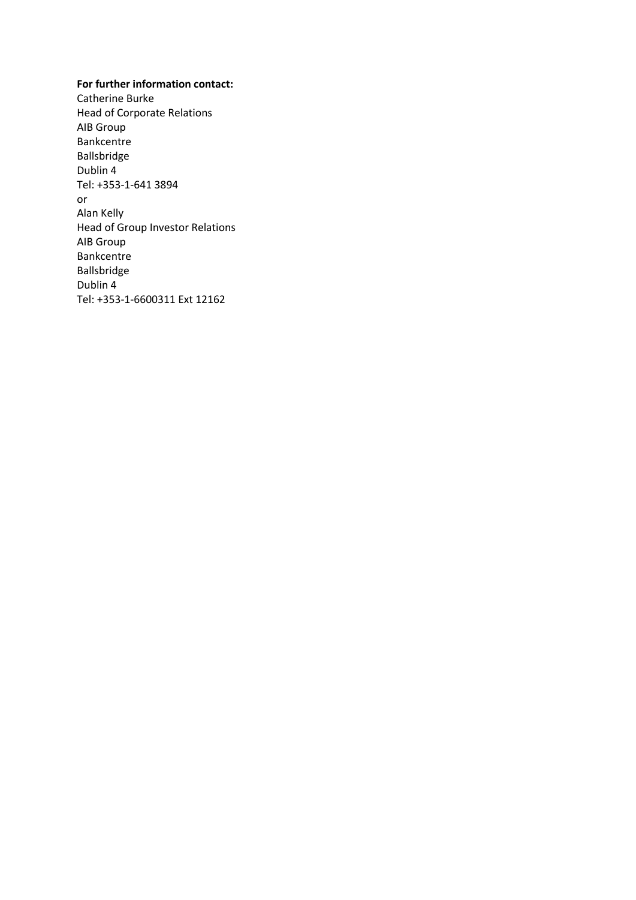**For further information contact:**

Catherine Burke  
Head of Corporate Relations  
AIB Group  
Bankcentre  
Ballsbridge  
Dublin 4  
Tel: +353-1-641 3894  
or  
Alan Kelly  
Head of Group Investor Relations  
AIB Group  
Bankcentre  
Ballsbridge  
Dublin 4  
Tel: +353-1-6600311 Ext 12162